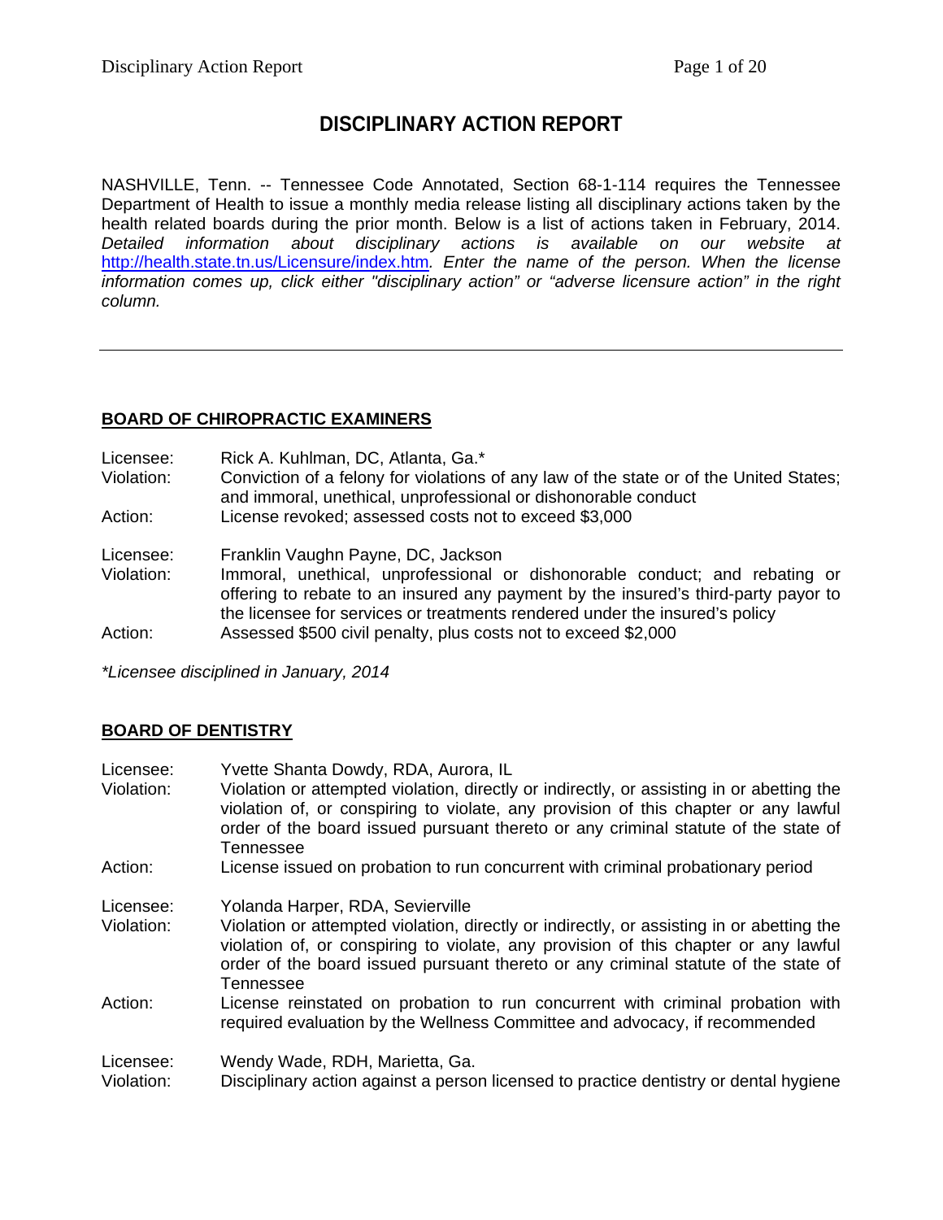# DISCIPLINARY ACTION REPORT

NASHVILLE, Tenn. -- Tennessee Code Annotated, Section 68-1-114 requires the Tennessee Department of Health to issue a monthly media release listing all disciplinary actions taken by the health related boards during the prior month. Below is a list of actions taken in February, 2014. *Detailed information about disciplinary actions is available on our website at* [http://health.state.tn.us/Licensure/index.htm](http://health.state.tn.us/Licensure/index.htm)*. Enter the name of the person. When the license information comes up, click either "disciplinary action" or "adverse licensure action" in the right column.*

---

## BOARD OF CHIROPRACTIC EXAMINERS

Licensee: Rick A. Kuhlman, DC, Atlanta, Ga.*
Violation: Conviction of a felony for violations of any law of the state or of the United States; and immoral, unethical, unprofessional or dishonorable conduct
Action: License revoked; assessed costs not to exceed $3,000

Licensee: Franklin Vaughn Payne, DC, Jackson
Violation: Immoral, unethical, unprofessional or dishonorable conduct; and rebating or offering to rebate to an insured any payment by the insured's third-party payor to the licensee for services or treatments rendered under the insured's policy
Action: Assessed $500 civil penalty, plus costs not to exceed $2,000

*\*Licensee disciplined in January, 2014*

## BOARD OF DENTISTRY

Licensee: Yvette Shanta Dowdy, RDA, Aurora, IL
Violation: Violation or attempted violation, directly or indirectly, or assisting in or abetting the violation of, or conspiring to violate, any provision of this chapter or any lawful order of the board issued pursuant thereto or any criminal statute of the state of Tennessee
Action: License issued on probation to run concurrent with criminal probationary period

Licensee: Yolanda Harper, RDA, Sevierville
Violation: Violation or attempted violation, directly or indirectly, or assisting in or abetting the violation of, or conspiring to violate, any provision of this chapter or any lawful order of the board issued pursuant thereto or any criminal statute of the state of Tennessee
Action: License reinstated on probation to run concurrent with criminal probation with required evaluation by the Wellness Committee and advocacy, if recommended

Licensee: Wendy Wade, RDH, Marietta, Ga.
Violation: Disciplinary action against a person licensed to practice dentistry or dental hygiene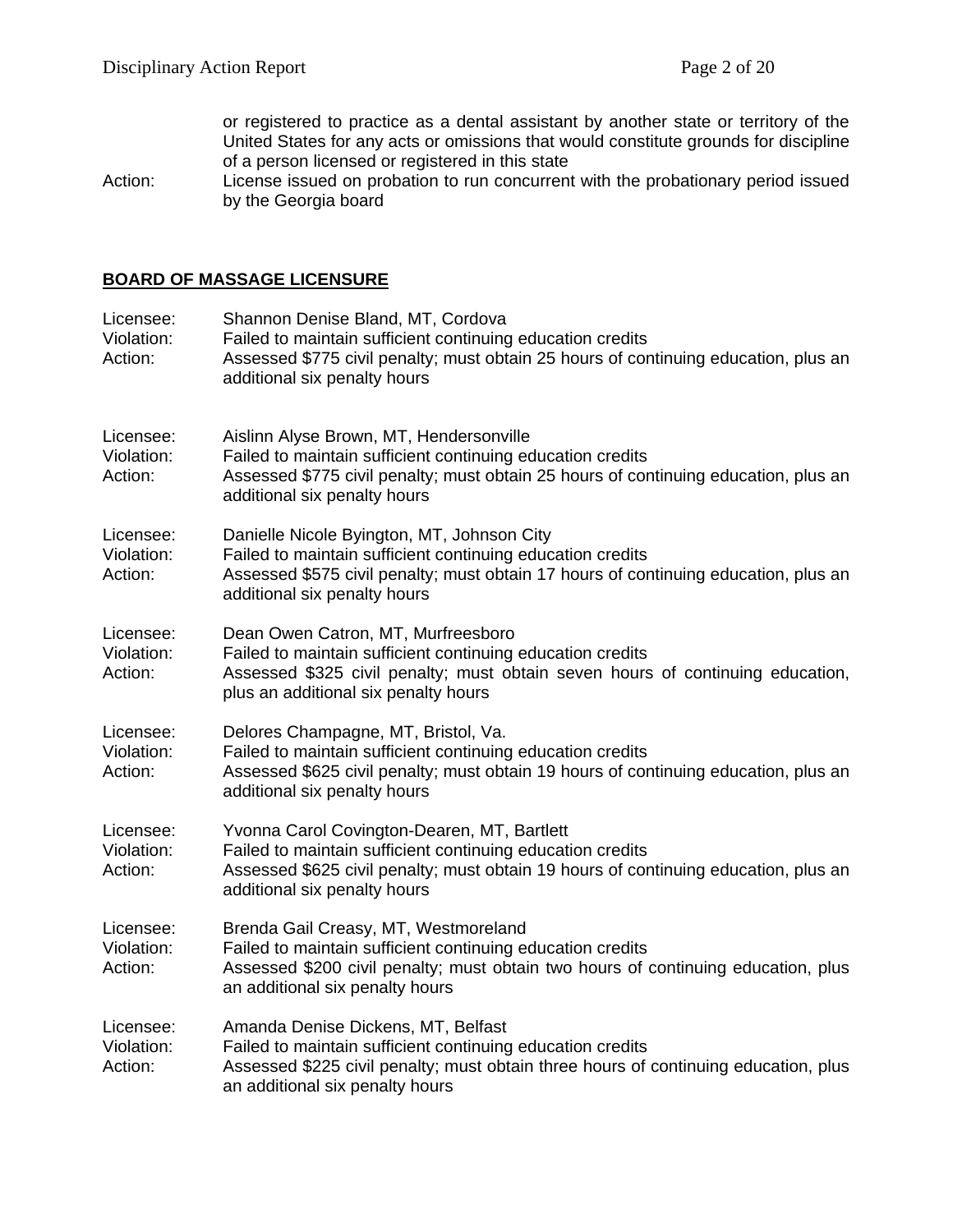or registered to practice as a dental assistant by another state or territory of the United States for any acts or omissions that would constitute grounds for discipline of a person licensed or registered in this state

Action: License issued on probation to run concurrent with the probationary period issued by the Georgia board

## BOARD OF MASSAGE LICENSURE

Licensee: Shannon Denise Bland, MT, Cordova
Violation: Failed to maintain sufficient continuing education credits
Action: Assessed $775 civil penalty; must obtain 25 hours of continuing education, plus an additional six penalty hours

Licensee: Aislinn Alyse Brown, MT, Hendersonville
Violation: Failed to maintain sufficient continuing education credits
Action: Assessed $775 civil penalty; must obtain 25 hours of continuing education, plus an additional six penalty hours

Licensee: Danielle Nicole Byington, MT, Johnson City
Violation: Failed to maintain sufficient continuing education credits
Action: Assessed $575 civil penalty; must obtain 17 hours of continuing education, plus an additional six penalty hours

Licensee: Dean Owen Catron, MT, Murfreesboro
Violation: Failed to maintain sufficient continuing education credits
Action: Assessed $325 civil penalty; must obtain seven hours of continuing education, plus an additional six penalty hours

Licensee: Delores Champagne, MT, Bristol, Va.
Violation: Failed to maintain sufficient continuing education credits
Action: Assessed $625 civil penalty; must obtain 19 hours of continuing education, plus an additional six penalty hours

Licensee: Yvonna Carol Covington-Dearen, MT, Bartlett
Violation: Failed to maintain sufficient continuing education credits
Action: Assessed $625 civil penalty; must obtain 19 hours of continuing education, plus an additional six penalty hours

Licensee: Brenda Gail Creasy, MT, Westmoreland
Violation: Failed to maintain sufficient continuing education credits
Action: Assessed $200 civil penalty; must obtain two hours of continuing education, plus an additional six penalty hours

Licensee: Amanda Denise Dickens, MT, Belfast
Violation: Failed to maintain sufficient continuing education credits
Action: Assessed $225 civil penalty; must obtain three hours of continuing education, plus an additional six penalty hours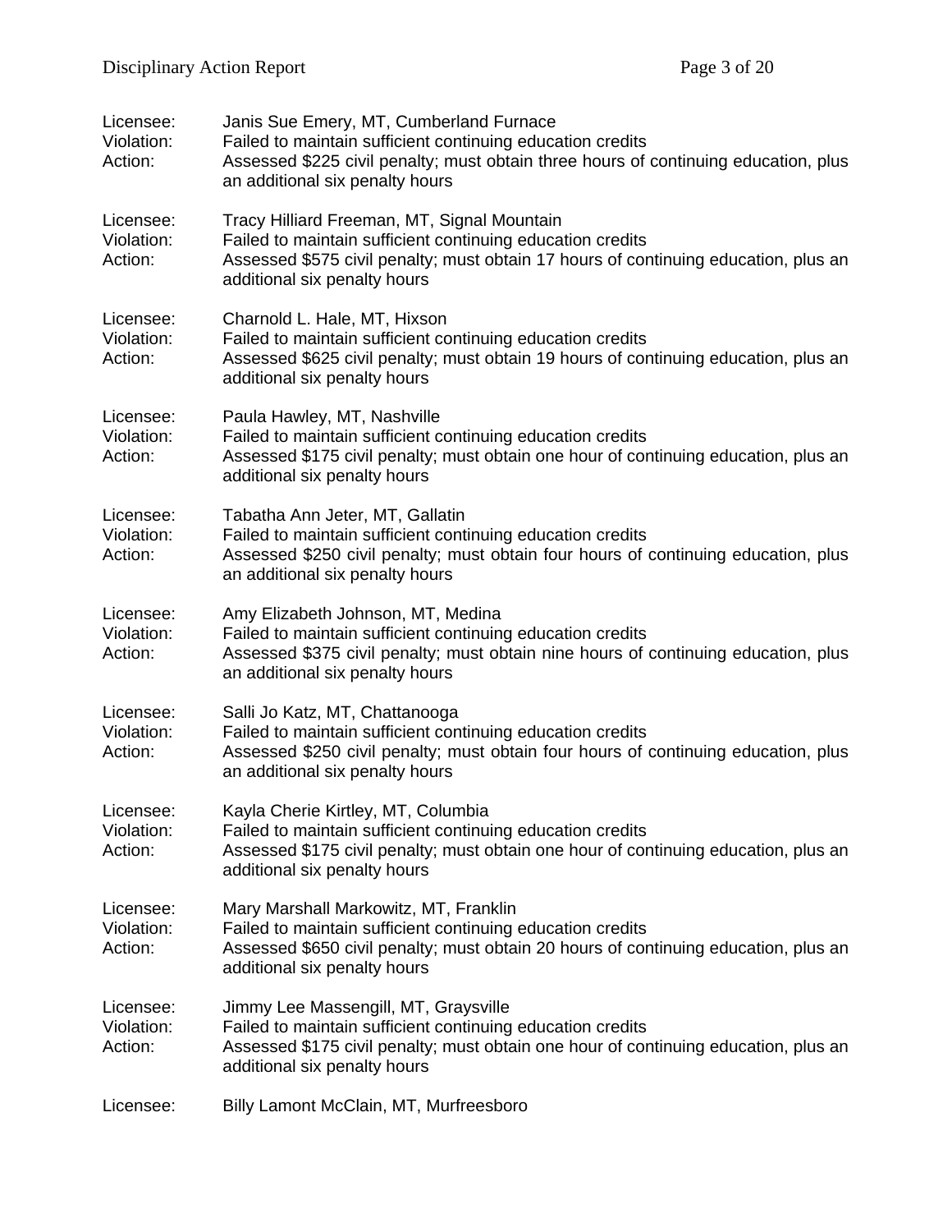Licensee: Janis Sue Emery, MT, Cumberland Furnace
Violation: Failed to maintain sufficient continuing education credits
Action: Assessed $225 civil penalty; must obtain three hours of continuing education, plus an additional six penalty hours

Licensee: Tracy Hilliard Freeman, MT, Signal Mountain
Violation: Failed to maintain sufficient continuing education credits
Action: Assessed $575 civil penalty; must obtain 17 hours of continuing education, plus an additional six penalty hours

Licensee: Charnold L. Hale, MT, Hixson
Violation: Failed to maintain sufficient continuing education credits
Action: Assessed $625 civil penalty; must obtain 19 hours of continuing education, plus an additional six penalty hours

Licensee: Paula Hawley, MT, Nashville
Violation: Failed to maintain sufficient continuing education credits
Action: Assessed $175 civil penalty; must obtain one hour of continuing education, plus an additional six penalty hours

Licensee: Tabatha Ann Jeter, MT, Gallatin
Violation: Failed to maintain sufficient continuing education credits
Action: Assessed $250 civil penalty; must obtain four hours of continuing education, plus an additional six penalty hours

Licensee: Amy Elizabeth Johnson, MT, Medina
Violation: Failed to maintain sufficient continuing education credits
Action: Assessed $375 civil penalty; must obtain nine hours of continuing education, plus an additional six penalty hours

Licensee: Salli Jo Katz, MT, Chattanooga
Violation: Failed to maintain sufficient continuing education credits
Action: Assessed $250 civil penalty; must obtain four hours of continuing education, plus an additional six penalty hours

Licensee: Kayla Cherie Kirtley, MT, Columbia
Violation: Failed to maintain sufficient continuing education credits
Action: Assessed $175 civil penalty; must obtain one hour of continuing education, plus an additional six penalty hours

Licensee: Mary Marshall Markowitz, MT, Franklin
Violation: Failed to maintain sufficient continuing education credits
Action: Assessed $650 civil penalty; must obtain 20 hours of continuing education, plus an additional six penalty hours

Licensee: Jimmy Lee Massengill, MT, Graysville
Violation: Failed to maintain sufficient continuing education credits
Action: Assessed $175 civil penalty; must obtain one hour of continuing education, plus an additional six penalty hours

Licensee: Billy Lamont McClain, MT, Murfreesboro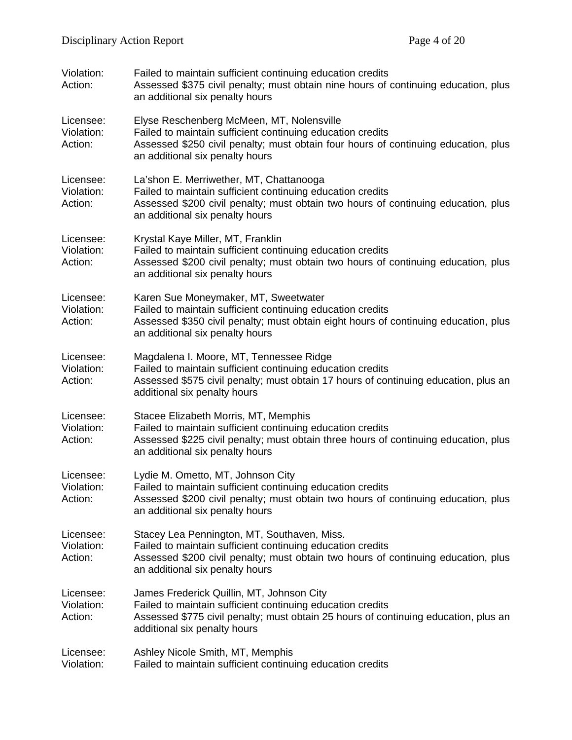Violation: Failed to maintain sufficient continuing education credits
Action: Assessed $375 civil penalty; must obtain nine hours of continuing education, plus an additional six penalty hours

Licensee: Elyse Reschenberg McMeen, MT, Nolensville
Violation: Failed to maintain sufficient continuing education credits
Action: Assessed $250 civil penalty; must obtain four hours of continuing education, plus an additional six penalty hours

Licensee: La'shon E. Merriwether, MT, Chattanooga
Violation: Failed to maintain sufficient continuing education credits
Action: Assessed $200 civil penalty; must obtain two hours of continuing education, plus an additional six penalty hours

Licensee: Krystal Kaye Miller, MT, Franklin
Violation: Failed to maintain sufficient continuing education credits
Action: Assessed $200 civil penalty; must obtain two hours of continuing education, plus an additional six penalty hours

Licensee: Karen Sue Moneymaker, MT, Sweetwater
Violation: Failed to maintain sufficient continuing education credits
Action: Assessed $350 civil penalty; must obtain eight hours of continuing education, plus an additional six penalty hours

Licensee: Magdalena I. Moore, MT, Tennessee Ridge
Violation: Failed to maintain sufficient continuing education credits
Action: Assessed $575 civil penalty; must obtain 17 hours of continuing education, plus an additional six penalty hours

Licensee: Stacee Elizabeth Morris, MT, Memphis
Violation: Failed to maintain sufficient continuing education credits
Action: Assessed $225 civil penalty; must obtain three hours of continuing education, plus an additional six penalty hours

Licensee: Lydie M. Ometto, MT, Johnson City
Violation: Failed to maintain sufficient continuing education credits
Action: Assessed $200 civil penalty; must obtain two hours of continuing education, plus an additional six penalty hours

Licensee: Stacey Lea Pennington, MT, Southaven, Miss.
Violation: Failed to maintain sufficient continuing education credits
Action: Assessed $200 civil penalty; must obtain two hours of continuing education, plus an additional six penalty hours

Licensee: James Frederick Quillin, MT, Johnson City
Violation: Failed to maintain sufficient continuing education credits
Action: Assessed $775 civil penalty; must obtain 25 hours of continuing education, plus an additional six penalty hours

Licensee: Ashley Nicole Smith, MT, Memphis
Violation: Failed to maintain sufficient continuing education credits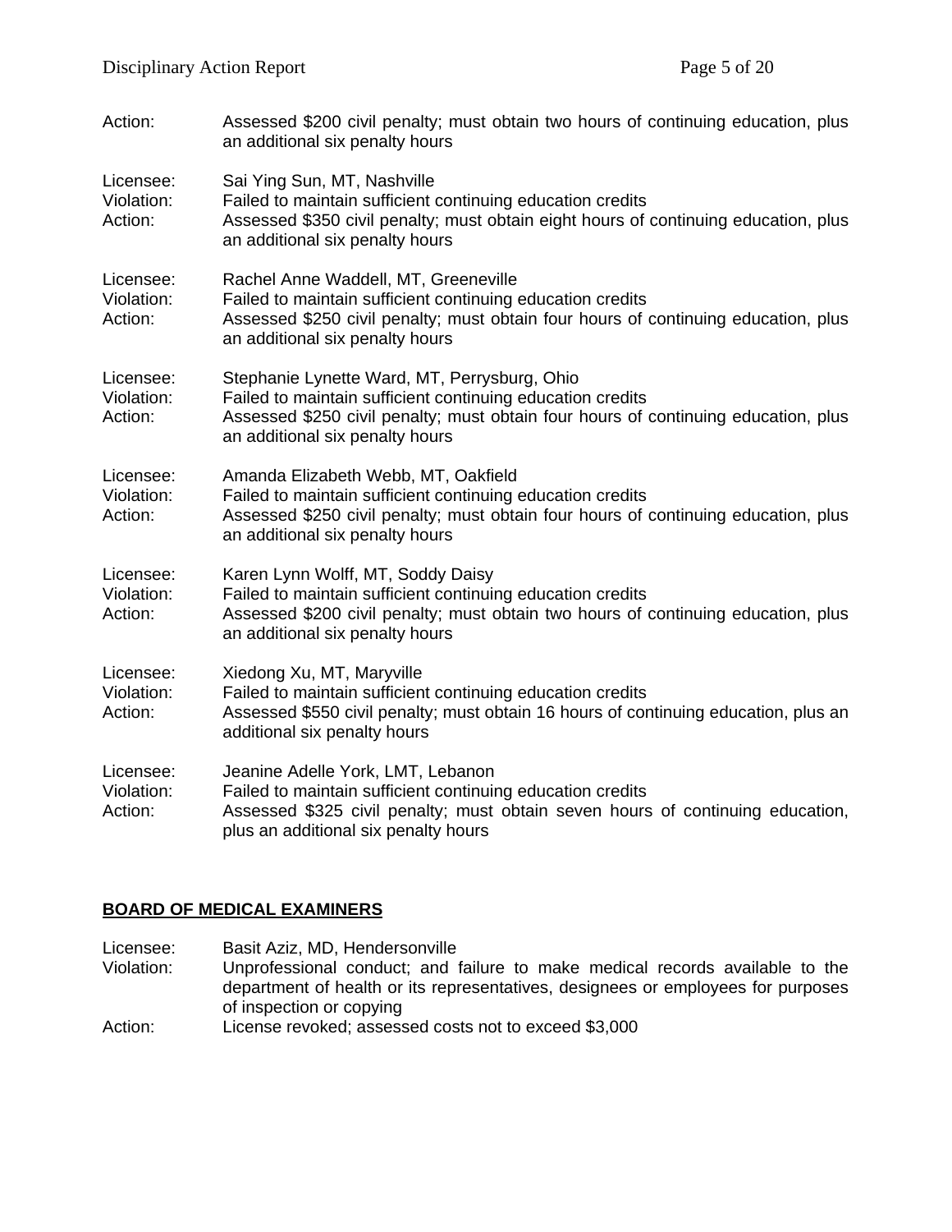Action: Assessed $200 civil penalty; must obtain two hours of continuing education, plus an additional six penalty hours

Licensee: Sai Ying Sun, MT, Nashville
Violation: Failed to maintain sufficient continuing education credits
Action: Assessed $350 civil penalty; must obtain eight hours of continuing education, plus an additional six penalty hours

Licensee: Rachel Anne Waddell, MT, Greeneville
Violation: Failed to maintain sufficient continuing education credits
Action: Assessed $250 civil penalty; must obtain four hours of continuing education, plus an additional six penalty hours

Licensee: Stephanie Lynette Ward, MT, Perrysburg, Ohio
Violation: Failed to maintain sufficient continuing education credits
Action: Assessed $250 civil penalty; must obtain four hours of continuing education, plus an additional six penalty hours

Licensee: Amanda Elizabeth Webb, MT, Oakfield
Violation: Failed to maintain sufficient continuing education credits
Action: Assessed $250 civil penalty; must obtain four hours of continuing education, plus an additional six penalty hours

Licensee: Karen Lynn Wolff, MT, Soddy Daisy
Violation: Failed to maintain sufficient continuing education credits
Action: Assessed $200 civil penalty; must obtain two hours of continuing education, plus an additional six penalty hours

Licensee: Xiedong Xu, MT, Maryville
Violation: Failed to maintain sufficient continuing education credits
Action: Assessed $550 civil penalty; must obtain 16 hours of continuing education, plus an additional six penalty hours

Licensee: Jeanine Adelle York, LMT, Lebanon
Violation: Failed to maintain sufficient continuing education credits
Action: Assessed $325 civil penalty; must obtain seven hours of continuing education, plus an additional six penalty hours

## BOARD OF MEDICAL EXAMINERS

Licensee: Basit Aziz, MD, Hendersonville
Violation: Unprofessional conduct; and failure to make medical records available to the department of health or its representatives, designees or employees for purposes of inspection or copying
Action: License revoked; assessed costs not to exceed $3,000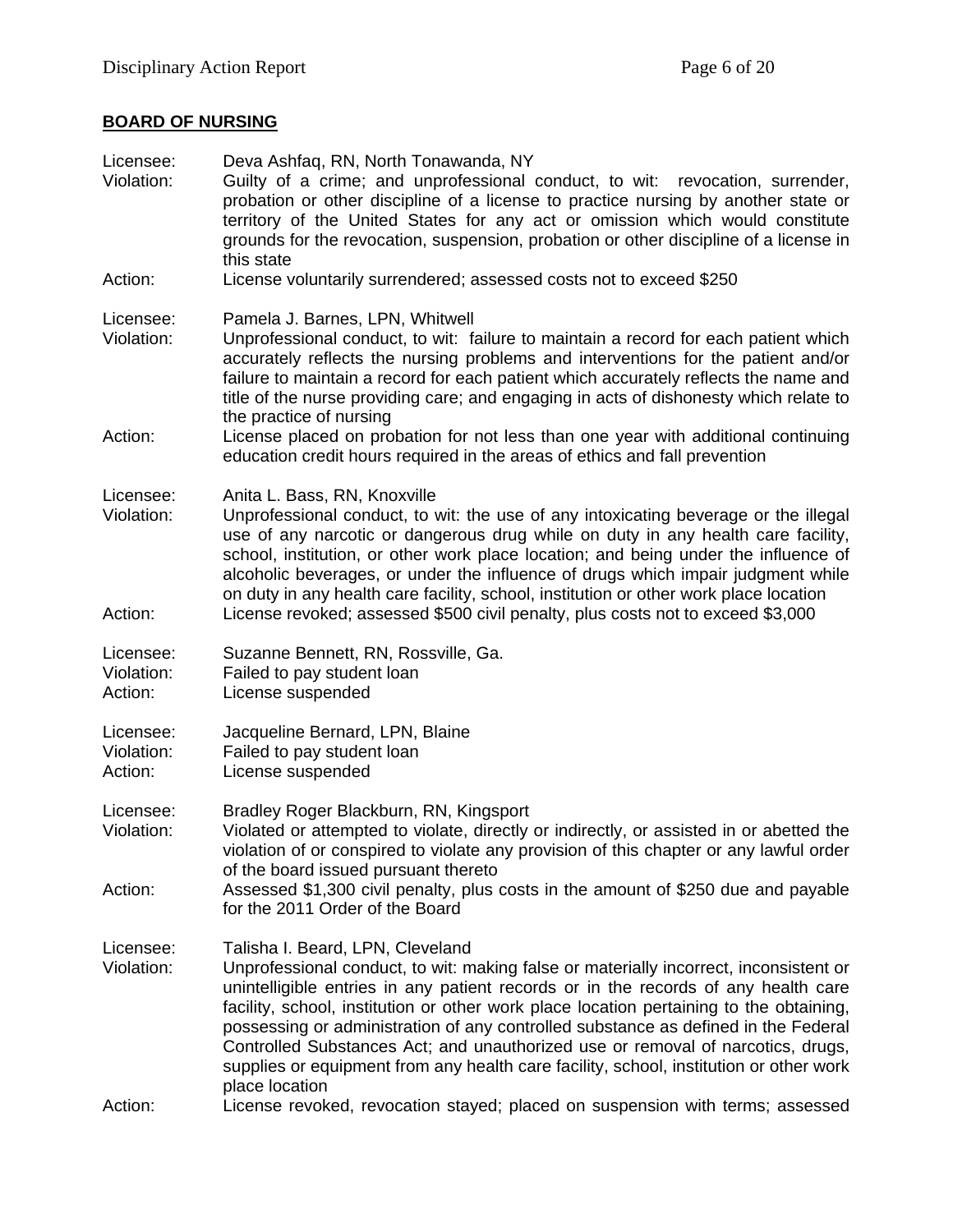**BOARD OF NURSING**

Licensee: Deva Ashfaq, RN, North Tonawanda, NY
Violation: Guilty of a crime; and unprofessional conduct, to wit: revocation, surrender, probation or other discipline of a license to practice nursing by another state or territory of the United States for any act or omission which would constitute grounds for the revocation, suspension, probation or other discipline of a license in this state
Action: License voluntarily surrendered; assessed costs not to exceed $250

Licensee: Pamela J. Barnes, LPN, Whitwell
Violation: Unprofessional conduct, to wit: failure to maintain a record for each patient which accurately reflects the nursing problems and interventions for the patient and/or failure to maintain a record for each patient which accurately reflects the name and title of the nurse providing care; and engaging in acts of dishonesty which relate to the practice of nursing
Action: License placed on probation for not less than one year with additional continuing education credit hours required in the areas of ethics and fall prevention

Licensee: Anita L. Bass, RN, Knoxville
Violation: Unprofessional conduct, to wit: the use of any intoxicating beverage or the illegal use of any narcotic or dangerous drug while on duty in any health care facility, school, institution, or other work place location; and being under the influence of alcoholic beverages, or under the influence of drugs which impair judgment while on duty in any health care facility, school, institution or other work place location
Action: License revoked; assessed $500 civil penalty, plus costs not to exceed $3,000

Licensee: Suzanne Bennett, RN, Rossville, Ga.
Violation: Failed to pay student loan
Action: License suspended

Licensee: Jacqueline Bernard, LPN, Blaine
Violation: Failed to pay student loan
Action: License suspended

Licensee: Bradley Roger Blackburn, RN, Kingsport
Violation: Violated or attempted to violate, directly or indirectly, or assisted in or abetted the violation of or conspired to violate any provision of this chapter or any lawful order of the board issued pursuant thereto
Action: Assessed $1,300 civil penalty, plus costs in the amount of $250 due and payable for the 2011 Order of the Board

Licensee: Talisha I. Beard, LPN, Cleveland
Violation: Unprofessional conduct, to wit: making false or materially incorrect, inconsistent or unintelligible entries in any patient records or in the records of any health care facility, school, institution or other work place location pertaining to the obtaining, possessing or administration of any controlled substance as defined in the Federal Controlled Substances Act; and unauthorized use or removal of narcotics, drugs, supplies or equipment from any health care facility, school, institution or other work place location
Action: License revoked, revocation stayed; placed on suspension with terms; assessed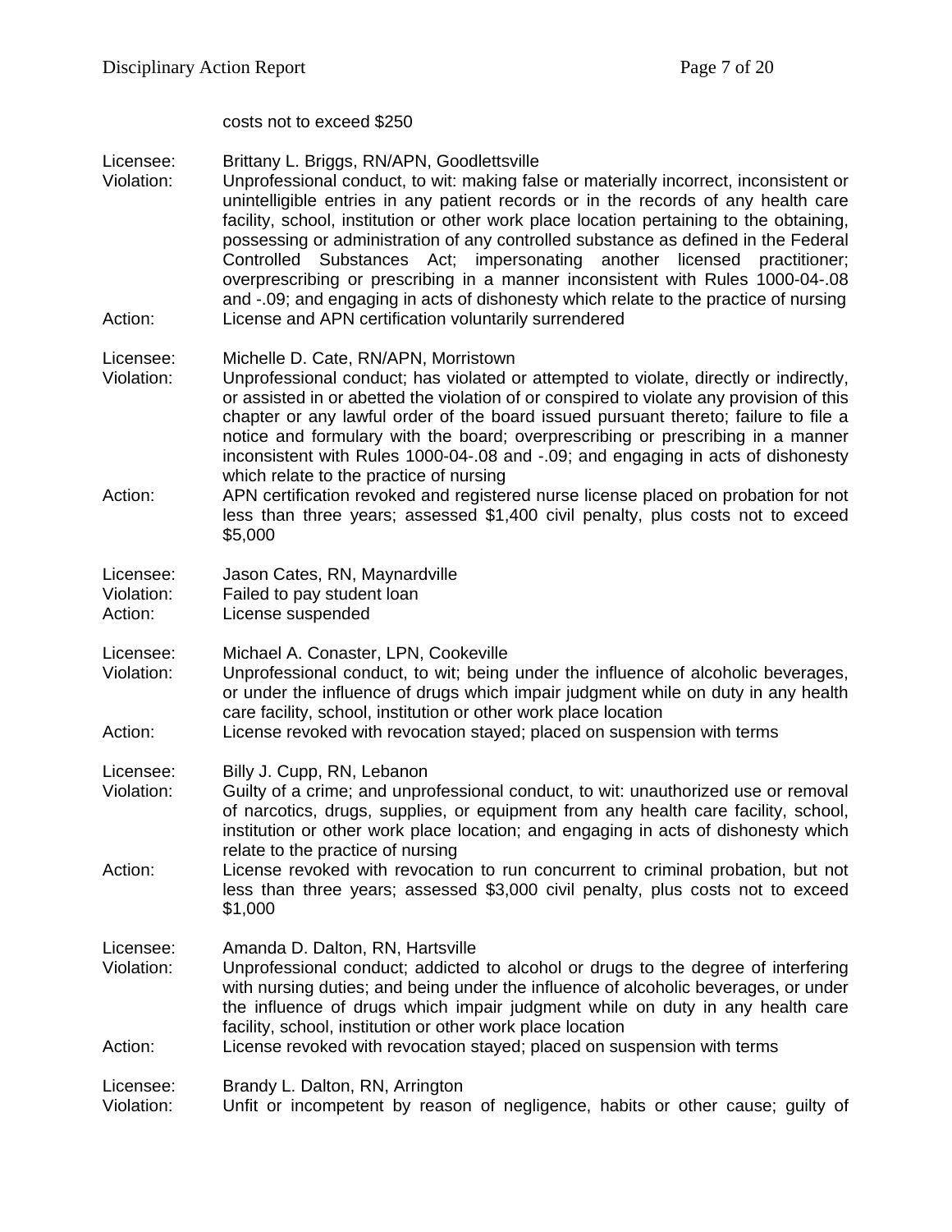costs not to exceed $250

Licensee: Brittany L. Briggs, RN/APN, Goodlettsville
Violation: Unprofessional conduct, to wit: making false or materially incorrect, inconsistent or unintelligible entries in any patient records or in the records of any health care facility, school, institution or other work place location pertaining to the obtaining, possessing or administration of any controlled substance as defined in the Federal Controlled Substances Act; impersonating another licensed practitioner; overprescribing or prescribing in a manner inconsistent with Rules 1000-04-.08 and -.09; and engaging in acts of dishonesty which relate to the practice of nursing
Action: License and APN certification voluntarily surrendered

Licensee: Michelle D. Cate, RN/APN, Morristown
Violation: Unprofessional conduct; has violated or attempted to violate, directly or indirectly, or assisted in or abetted the violation of or conspired to violate any provision of this chapter or any lawful order of the board issued pursuant thereto; failure to file a notice and formulary with the board; overprescribing or prescribing in a manner inconsistent with Rules 1000-04-.08 and -.09; and engaging in acts of dishonesty which relate to the practice of nursing
Action: APN certification revoked and registered nurse license placed on probation for not less than three years; assessed $1,400 civil penalty, plus costs not to exceed $5,000

Licensee: Jason Cates, RN, Maynardville
Violation: Failed to pay student loan
Action: License suspended

Licensee: Michael A. Conaster, LPN, Cookeville
Violation: Unprofessional conduct, to wit; being under the influence of alcoholic beverages, or under the influence of drugs which impair judgment while on duty in any health care facility, school, institution or other work place location
Action: License revoked with revocation stayed; placed on suspension with terms

Licensee: Billy J. Cupp, RN, Lebanon
Violation: Guilty of a crime; and unprofessional conduct, to wit: unauthorized use or removal of narcotics, drugs, supplies, or equipment from any health care facility, school, institution or other work place location; and engaging in acts of dishonesty which relate to the practice of nursing
Action: License revoked with revocation to run concurrent to criminal probation, but not less than three years; assessed $3,000 civil penalty, plus costs not to exceed $1,000

Licensee: Amanda D. Dalton, RN, Hartsville
Violation: Unprofessional conduct; addicted to alcohol or drugs to the degree of interfering with nursing duties; and being under the influence of alcoholic beverages, or under the influence of drugs which impair judgment while on duty in any health care facility, school, institution or other work place location
Action: License revoked with revocation stayed; placed on suspension with terms

Licensee: Brandy L. Dalton, RN, Arrington
Violation: Unfit or incompetent by reason of negligence, habits or other cause; guilty of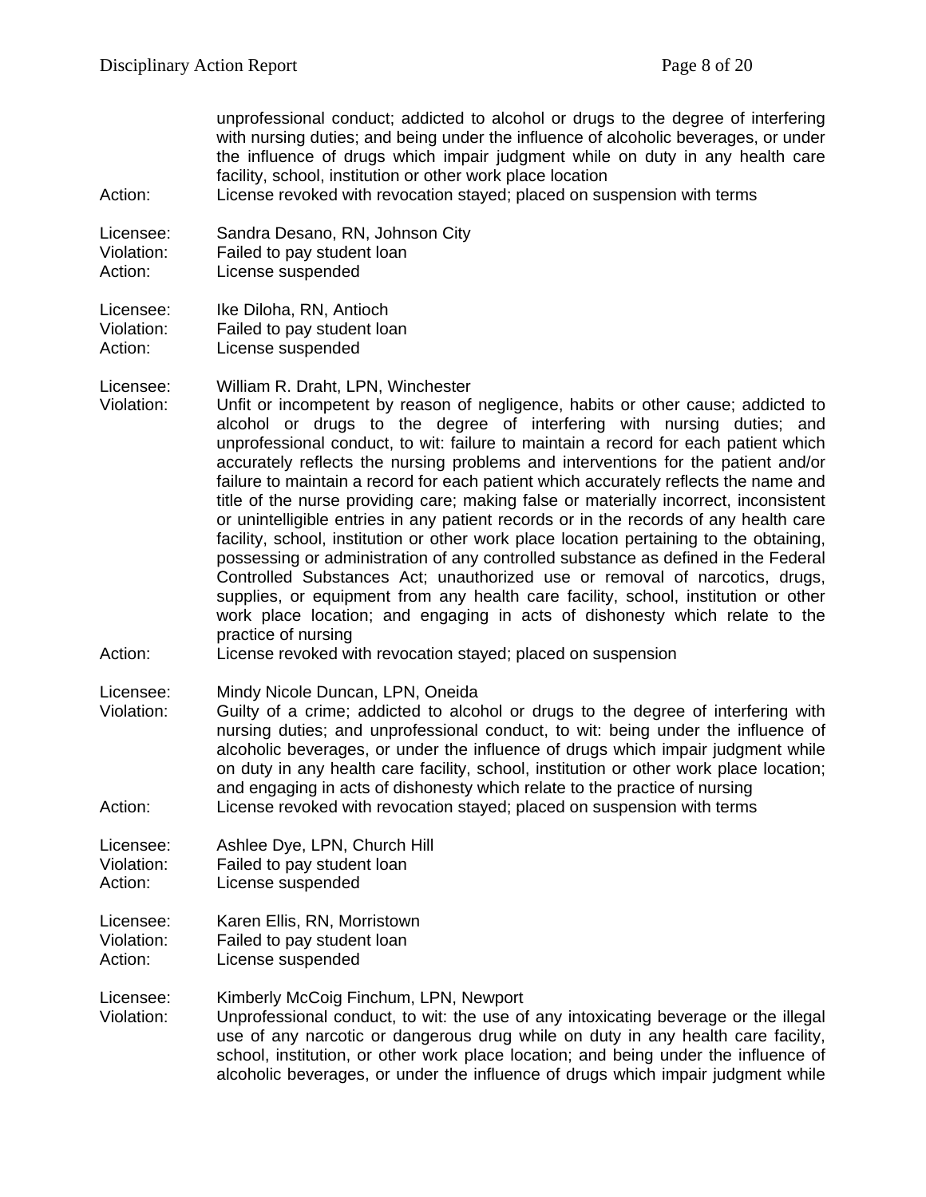unprofessional conduct; addicted to alcohol or drugs to the degree of interfering with nursing duties; and being under the influence of alcoholic beverages, or under the influence of drugs which impair judgment while on duty in any health care facility, school, institution or other work place location

Action: License revoked with revocation stayed; placed on suspension with terms

Licensee: Sandra Desano, RN, Johnson City
Violation: Failed to pay student loan
Action: License suspended

Licensee: Ike Diloha, RN, Antioch
Violation: Failed to pay student loan
Action: License suspended

Licensee: William R. Draht, LPN, Winchester
Violation: Unfit or incompetent by reason of negligence, habits or other cause; addicted to alcohol or drugs to the degree of interfering with nursing duties; and unprofessional conduct, to wit: failure to maintain a record for each patient which accurately reflects the nursing problems and interventions for the patient and/or failure to maintain a record for each patient which accurately reflects the name and title of the nurse providing care; making false or materially incorrect, inconsistent or unintelligible entries in any patient records or in the records of any health care facility, school, institution or other work place location pertaining to the obtaining, possessing or administration of any controlled substance as defined in the Federal Controlled Substances Act; unauthorized use or removal of narcotics, drugs, supplies, or equipment from any health care facility, school, institution or other work place location; and engaging in acts of dishonesty which relate to the practice of nursing
Action: License revoked with revocation stayed; placed on suspension

Licensee: Mindy Nicole Duncan, LPN, Oneida
Violation: Guilty of a crime; addicted to alcohol or drugs to the degree of interfering with nursing duties; and unprofessional conduct, to wit: being under the influence of alcoholic beverages, or under the influence of drugs which impair judgment while on duty in any health care facility, school, institution or other work place location; and engaging in acts of dishonesty which relate to the practice of nursing
Action: License revoked with revocation stayed; placed on suspension with terms

Licensee: Ashlee Dye, LPN, Church Hill
Violation: Failed to pay student loan
Action: License suspended

Licensee: Karen Ellis, RN, Morristown
Violation: Failed to pay student loan
Action: License suspended

Licensee: Kimberly McCoig Finchum, LPN, Newport
Violation: Unprofessional conduct, to wit: the use of any intoxicating beverage or the illegal use of any narcotic or dangerous drug while on duty in any health care facility, school, institution, or other work place location; and being under the influence of alcoholic beverages, or under the influence of drugs which impair judgment while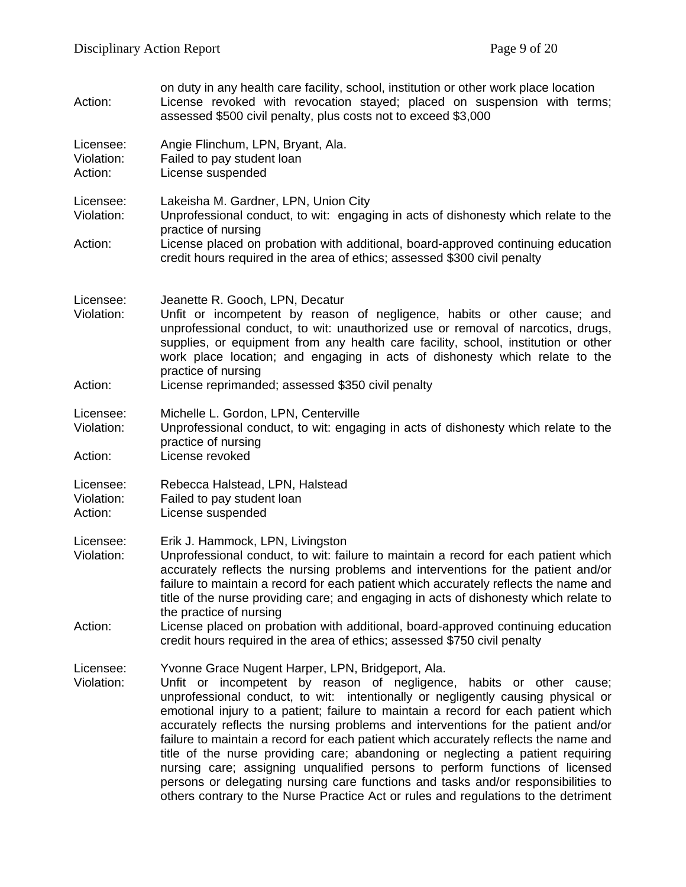on duty in any health care facility, school, institution or other work place location

Action: License revoked with revocation stayed; placed on suspension with terms; assessed $500 civil penalty, plus costs not to exceed $3,000

Licensee: Angie Flinchum, LPN, Bryant, Ala.
Violation: Failed to pay student loan
Action: License suspended

Licensee: Lakeisha M. Gardner, LPN, Union City
Violation: Unprofessional conduct, to wit: engaging in acts of dishonesty which relate to the practice of nursing
Action: License placed on probation with additional, board-approved continuing education credit hours required in the area of ethics; assessed $300 civil penalty

Licensee: Jeanette R. Gooch, LPN, Decatur
Violation: Unfit or incompetent by reason of negligence, habits or other cause; and unprofessional conduct, to wit: unauthorized use or removal of narcotics, drugs, supplies, or equipment from any health care facility, school, institution or other work place location; and engaging in acts of dishonesty which relate to the practice of nursing
Action: License reprimanded; assessed $350 civil penalty

Licensee: Michelle L. Gordon, LPN, Centerville
Violation: Unprofessional conduct, to wit: engaging in acts of dishonesty which relate to the practice of nursing
Action: License revoked

Licensee: Rebecca Halstead, LPN, Halstead
Violation: Failed to pay student loan
Action: License suspended

Licensee: Erik J. Hammock, LPN, Livingston
Violation: Unprofessional conduct, to wit: failure to maintain a record for each patient which accurately reflects the nursing problems and interventions for the patient and/or failure to maintain a record for each patient which accurately reflects the name and title of the nurse providing care; and engaging in acts of dishonesty which relate to the practice of nursing
Action: License placed on probation with additional, board-approved continuing education credit hours required in the area of ethics; assessed $750 civil penalty

Licensee: Yvonne Grace Nugent Harper, LPN, Bridgeport, Ala.
Violation: Unfit or incompetent by reason of negligence, habits or other cause; unprofessional conduct, to wit: intentionally or negligently causing physical or emotional injury to a patient; failure to maintain a record for each patient which accurately reflects the nursing problems and interventions for the patient and/or failure to maintain a record for each patient which accurately reflects the name and title of the nurse providing care; abandoning or neglecting a patient requiring nursing care; assigning unqualified persons to perform functions of licensed persons or delegating nursing care functions and tasks and/or responsibilities to others contrary to the Nurse Practice Act or rules and regulations to the detriment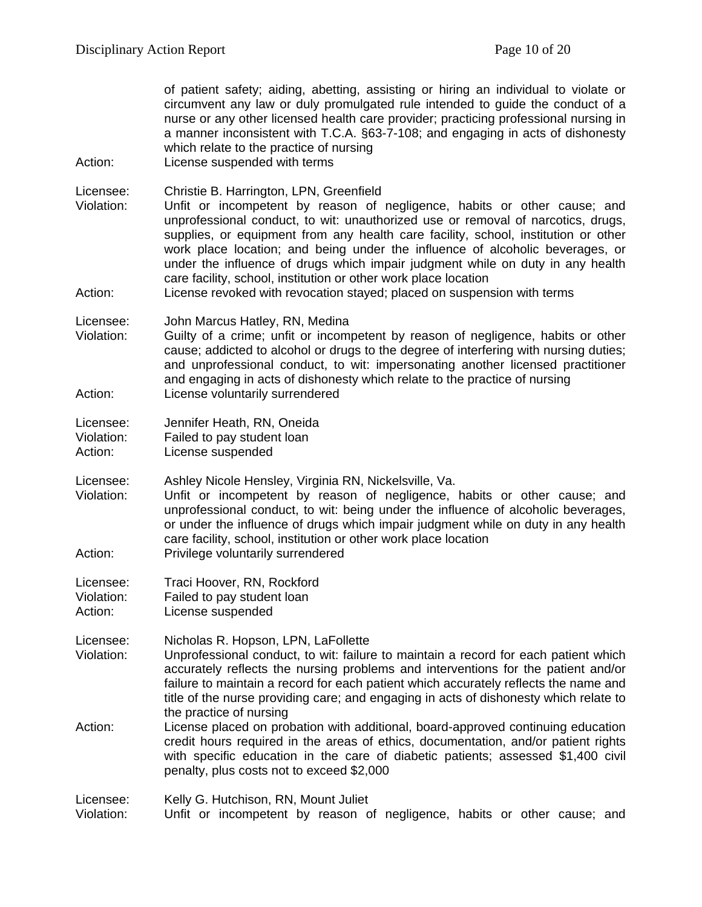of patient safety; aiding, abetting, assisting or hiring an individual to violate or circumvent any law or duly promulgated rule intended to guide the conduct of a nurse or any other licensed health care provider; practicing professional nursing in a manner inconsistent with T.C.A. §63-7-108; and engaging in acts of dishonesty which relate to the practice of nursing

Action: License suspended with terms

Licensee: Christie B. Harrington, LPN, Greenfield
Violation: Unfit or incompetent by reason of negligence, habits or other cause; and unprofessional conduct, to wit: unauthorized use or removal of narcotics, drugs, supplies, or equipment from any health care facility, school, institution or other work place location; and being under the influence of alcoholic beverages, or under the influence of drugs which impair judgment while on duty in any health care facility, school, institution or other work place location
Action: License revoked with revocation stayed; placed on suspension with terms

Licensee: John Marcus Hatley, RN, Medina
Violation: Guilty of a crime; unfit or incompetent by reason of negligence, habits or other cause; addicted to alcohol or drugs to the degree of interfering with nursing duties; and unprofessional conduct, to wit: impersonating another licensed practitioner and engaging in acts of dishonesty which relate to the practice of nursing
Action: License voluntarily surrendered

Licensee: Jennifer Heath, RN, Oneida
Violation: Failed to pay student loan
Action: License suspended

Licensee: Ashley Nicole Hensley, Virginia RN, Nickelsville, Va.
Violation: Unfit or incompetent by reason of negligence, habits or other cause; and unprofessional conduct, to wit: being under the influence of alcoholic beverages, or under the influence of drugs which impair judgment while on duty in any health care facility, school, institution or other work place location
Action: Privilege voluntarily surrendered

Licensee: Traci Hoover, RN, Rockford
Violation: Failed to pay student loan
Action: License suspended

Licensee: Nicholas R. Hopson, LPN, LaFollette
Violation: Unprofessional conduct, to wit: failure to maintain a record for each patient which accurately reflects the nursing problems and interventions for the patient and/or failure to maintain a record for each patient which accurately reflects the name and title of the nurse providing care; and engaging in acts of dishonesty which relate to the practice of nursing
Action: License placed on probation with additional, board-approved continuing education credit hours required in the areas of ethics, documentation, and/or patient rights with specific education in the care of diabetic patients; assessed $1,400 civil penalty, plus costs not to exceed $2,000

Licensee: Kelly G. Hutchison, RN, Mount Juliet
Violation: Unfit or incompetent by reason of negligence, habits or other cause; and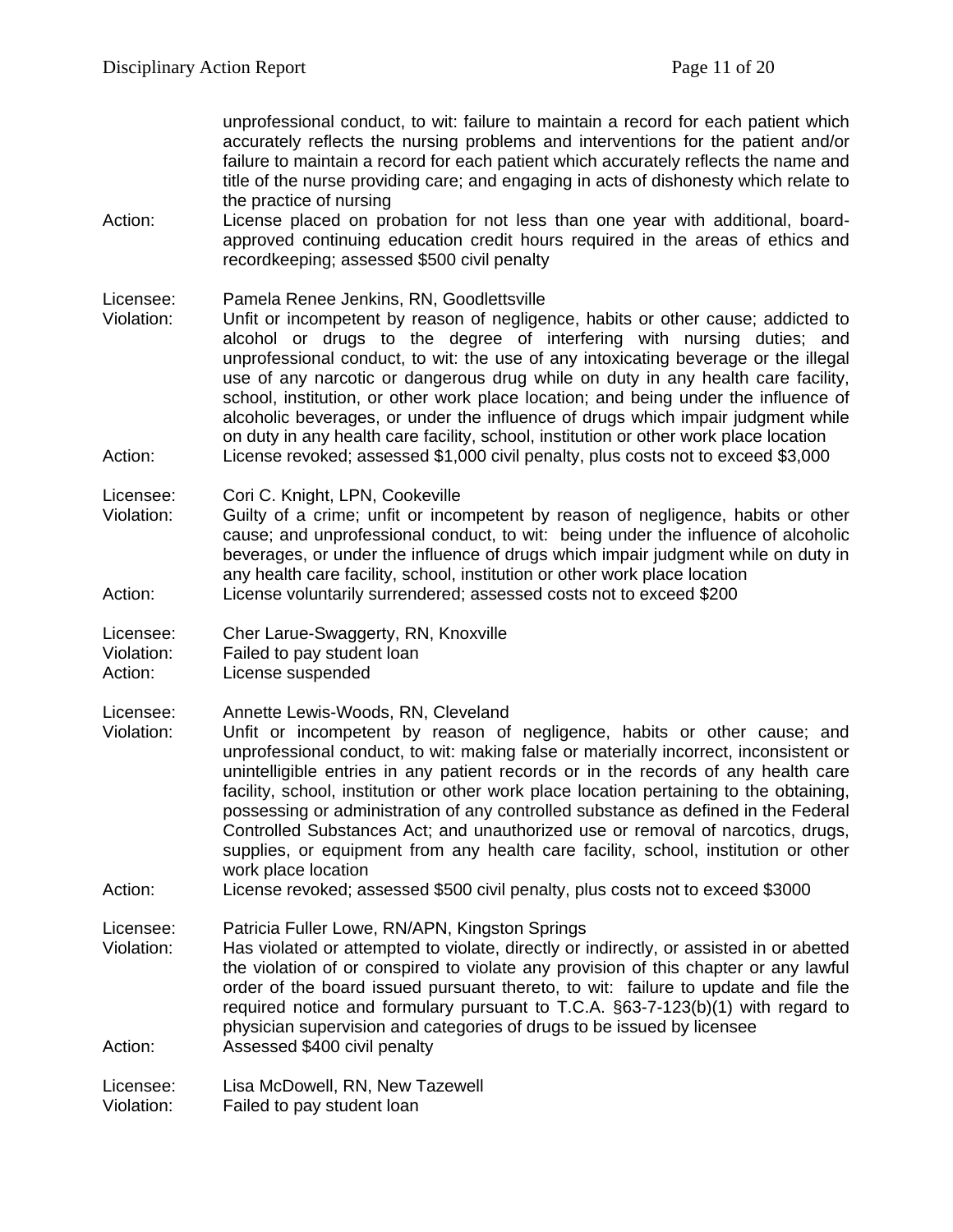unprofessional conduct, to wit: failure to maintain a record for each patient which accurately reflects the nursing problems and interventions for the patient and/or failure to maintain a record for each patient which accurately reflects the name and title of the nurse providing care; and engaging in acts of dishonesty which relate to the practice of nursing

Action: License placed on probation for not less than one year with additional, board-approved continuing education credit hours required in the areas of ethics and recordkeeping; assessed $500 civil penalty

Licensee: Pamela Renee Jenkins, RN, Goodlettsville
Violation: Unfit or incompetent by reason of negligence, habits or other cause; addicted to alcohol or drugs to the degree of interfering with nursing duties; and unprofessional conduct, to wit: the use of any intoxicating beverage or the illegal use of any narcotic or dangerous drug while on duty in any health care facility, school, institution, or other work place location; and being under the influence of alcoholic beverages, or under the influence of drugs which impair judgment while on duty in any health care facility, school, institution or other work place location
Action: License revoked; assessed $1,000 civil penalty, plus costs not to exceed $3,000

Licensee: Cori C. Knight, LPN, Cookeville
Violation: Guilty of a crime; unfit or incompetent by reason of negligence, habits or other cause; and unprofessional conduct, to wit: being under the influence of alcoholic beverages, or under the influence of drugs which impair judgment while on duty in any health care facility, school, institution or other work place location
Action: License voluntarily surrendered; assessed costs not to exceed $200

Licensee: Cher Larue-Swaggerty, RN, Knoxville
Violation: Failed to pay student loan
Action: License suspended

Licensee: Annette Lewis-Woods, RN, Cleveland
Violation: Unfit or incompetent by reason of negligence, habits or other cause; and unprofessional conduct, to wit: making false or materially incorrect, inconsistent or unintelligible entries in any patient records or in the records of any health care facility, school, institution or other work place location pertaining to the obtaining, possessing or administration of any controlled substance as defined in the Federal Controlled Substances Act; and unauthorized use or removal of narcotics, drugs, supplies, or equipment from any health care facility, school, institution or other work place location
Action: License revoked; assessed $500 civil penalty, plus costs not to exceed $3000

Licensee: Patricia Fuller Lowe, RN/APN, Kingston Springs
Violation: Has violated or attempted to violate, directly or indirectly, or assisted in or abetted the violation of or conspired to violate any provision of this chapter or any lawful order of the board issued pursuant thereto, to wit: failure to update and file the required notice and formulary pursuant to T.C.A. §63-7-123(b)(1) with regard to physician supervision and categories of drugs to be issued by licensee
Action: Assessed $400 civil penalty

Licensee: Lisa McDowell, RN, New Tazewell
Violation: Failed to pay student loan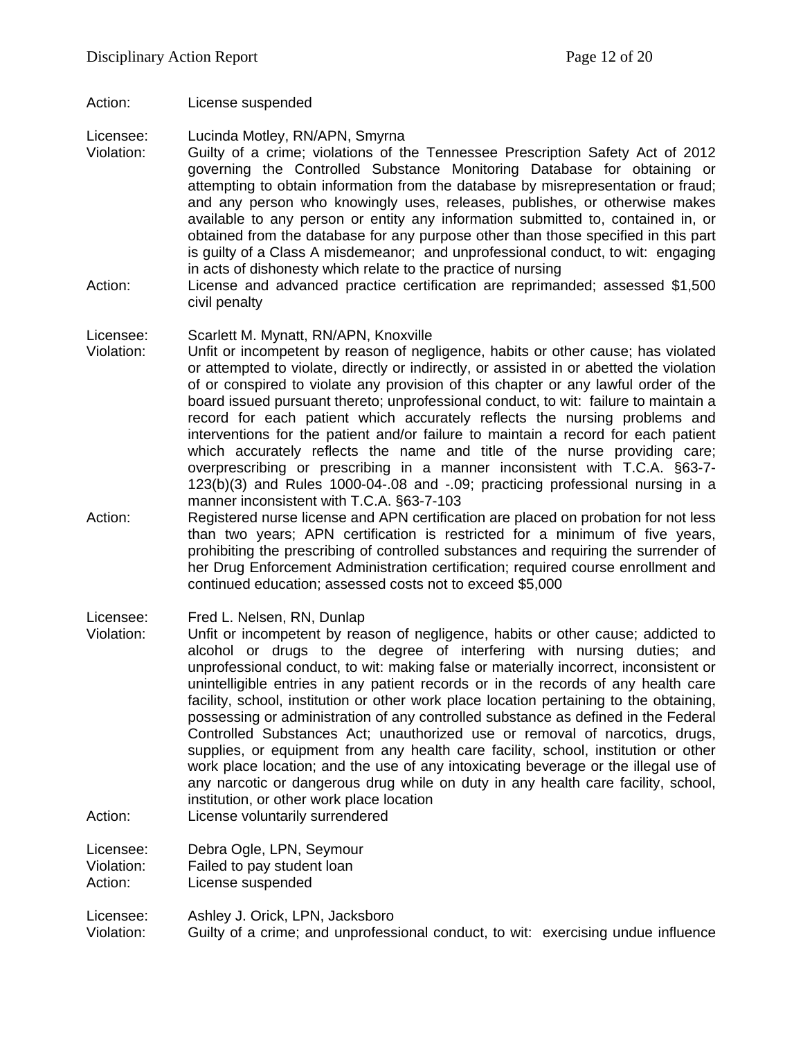Action: License suspended

Licensee: Lucinda Motley, RN/APN, Smyrna
Violation: Guilty of a crime; violations of the Tennessee Prescription Safety Act of 2012 governing the Controlled Substance Monitoring Database for obtaining or attempting to obtain information from the database by misrepresentation or fraud; and any person who knowingly uses, releases, publishes, or otherwise makes available to any person or entity any information submitted to, contained in, or obtained from the database for any purpose other than those specified in this part is guilty of a Class A misdemeanor; and unprofessional conduct, to wit: engaging in acts of dishonesty which relate to the practice of nursing
Action: License and advanced practice certification are reprimanded; assessed $1,500 civil penalty

Licensee: Scarlett M. Mynatt, RN/APN, Knoxville
Violation: Unfit or incompetent by reason of negligence, habits or other cause; has violated or attempted to violate, directly or indirectly, or assisted in or abetted the violation of or conspired to violate any provision of this chapter or any lawful order of the board issued pursuant thereto; unprofessional conduct, to wit: failure to maintain a record for each patient which accurately reflects the nursing problems and interventions for the patient and/or failure to maintain a record for each patient which accurately reflects the name and title of the nurse providing care; overprescribing or prescribing in a manner inconsistent with T.C.A. §63-7-123(b)(3) and Rules 1000-04-.08 and -.09; practicing professional nursing in a manner inconsistent with T.C.A. §63-7-103
Action: Registered nurse license and APN certification are placed on probation for not less than two years; APN certification is restricted for a minimum of five years, prohibiting the prescribing of controlled substances and requiring the surrender of her Drug Enforcement Administration certification; required course enrollment and continued education; assessed costs not to exceed $5,000

Licensee: Fred L. Nelsen, RN, Dunlap
Violation: Unfit or incompetent by reason of negligence, habits or other cause; addicted to alcohol or drugs to the degree of interfering with nursing duties; and unprofessional conduct, to wit: making false or materially incorrect, inconsistent or unintelligible entries in any patient records or in the records of any health care facility, school, institution or other work place location pertaining to the obtaining, possessing or administration of any controlled substance as defined in the Federal Controlled Substances Act; unauthorized use or removal of narcotics, drugs, supplies, or equipment from any health care facility, school, institution or other work place location; and the use of any intoxicating beverage or the illegal use of any narcotic or dangerous drug while on duty in any health care facility, school, institution, or other work place location
Action: License voluntarily surrendered

Licensee: Debra Ogle, LPN, Seymour
Violation: Failed to pay student loan
Action: License suspended

Licensee: Ashley J. Orick, LPN, Jacksboro
Violation: Guilty of a crime; and unprofessional conduct, to wit: exercising undue influence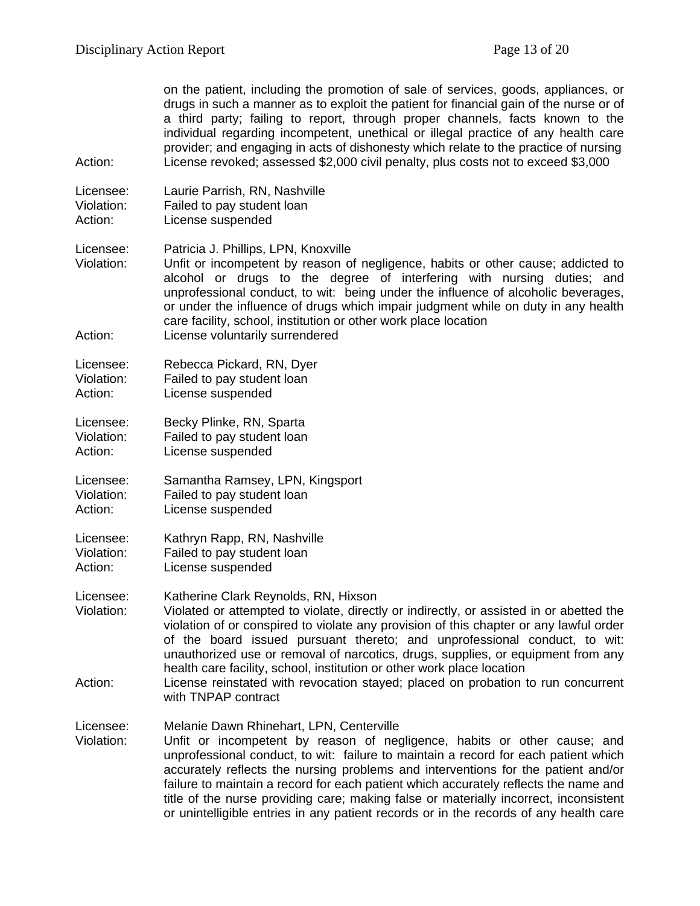on the patient, including the promotion of sale of services, goods, appliances, or drugs in such a manner as to exploit the patient for financial gain of the nurse or of a third party; failing to report, through proper channels, facts known to the individual regarding incompetent, unethical or illegal practice of any health care provider; and engaging in acts of dishonesty which relate to the practice of nursing

Action: License revoked; assessed $2,000 civil penalty, plus costs not to exceed $3,000

Licensee: Laurie Parrish, RN, Nashville
Violation: Failed to pay student loan
Action: License suspended

Licensee: Patricia J. Phillips, LPN, Knoxville
Violation: Unfit or incompetent by reason of negligence, habits or other cause; addicted to alcohol or drugs to the degree of interfering with nursing duties; and unprofessional conduct, to wit: being under the influence of alcoholic beverages, or under the influence of drugs which impair judgment while on duty in any health care facility, school, institution or other work place location
Action: License voluntarily surrendered

Licensee: Rebecca Pickard, RN, Dyer
Violation: Failed to pay student loan
Action: License suspended

Licensee: Becky Plinke, RN, Sparta
Violation: Failed to pay student loan
Action: License suspended

Licensee: Samantha Ramsey, LPN, Kingsport
Violation: Failed to pay student loan
Action: License suspended

Licensee: Kathryn Rapp, RN, Nashville
Violation: Failed to pay student loan
Action: License suspended

Licensee: Katherine Clark Reynolds, RN, Hixson
Violation: Violated or attempted to violate, directly or indirectly, or assisted in or abetted the violation of or conspired to violate any provision of this chapter or any lawful order of the board issued pursuant thereto; and unprofessional conduct, to wit: unauthorized use or removal of narcotics, drugs, supplies, or equipment from any health care facility, school, institution or other work place location
Action: License reinstated with revocation stayed; placed on probation to run concurrent with TNPAP contract

Licensee: Melanie Dawn Rhinehart, LPN, Centerville
Violation: Unfit or incompetent by reason of negligence, habits or other cause; and unprofessional conduct, to wit: failure to maintain a record for each patient which accurately reflects the nursing problems and interventions for the patient and/or failure to maintain a record for each patient which accurately reflects the name and title of the nurse providing care; making false or materially incorrect, inconsistent or unintelligible entries in any patient records or in the records of any health care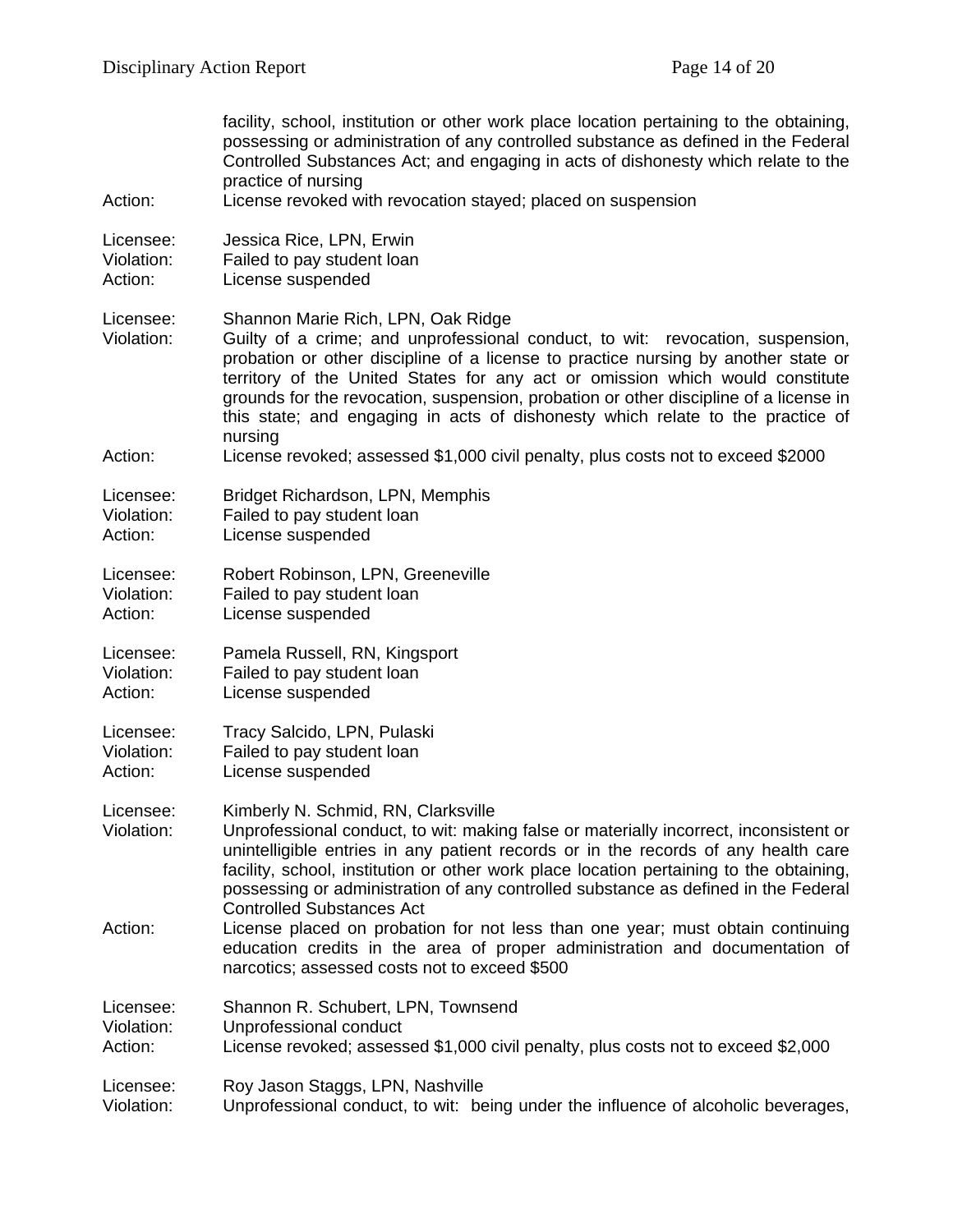facility, school, institution or other work place location pertaining to the obtaining, possessing or administration of any controlled substance as defined in the Federal Controlled Substances Act; and engaging in acts of dishonesty which relate to the practice of nursing

Action: License revoked with revocation stayed; placed on suspension

Licensee: Jessica Rice, LPN, Erwin
Violation: Failed to pay student loan
Action: License suspended

Licensee: Shannon Marie Rich, LPN, Oak Ridge
Violation: Guilty of a crime; and unprofessional conduct, to wit: revocation, suspension, probation or other discipline of a license to practice nursing by another state or territory of the United States for any act or omission which would constitute grounds for the revocation, suspension, probation or other discipline of a license in this state; and engaging in acts of dishonesty which relate to the practice of nursing
Action: License revoked; assessed $1,000 civil penalty, plus costs not to exceed $2000

Licensee: Bridget Richardson, LPN, Memphis
Violation: Failed to pay student loan
Action: License suspended

Licensee: Robert Robinson, LPN, Greeneville
Violation: Failed to pay student loan
Action: License suspended

Licensee: Pamela Russell, RN, Kingsport
Violation: Failed to pay student loan
Action: License suspended

Licensee: Tracy Salcido, LPN, Pulaski
Violation: Failed to pay student loan
Action: License suspended

Licensee: Kimberly N. Schmid, RN, Clarksville
Violation: Unprofessional conduct, to wit: making false or materially incorrect, inconsistent or unintelligible entries in any patient records or in the records of any health care facility, school, institution or other work place location pertaining to the obtaining, possessing or administration of any controlled substance as defined in the Federal Controlled Substances Act
Action: License placed on probation for not less than one year; must obtain continuing education credits in the area of proper administration and documentation of narcotics; assessed costs not to exceed $500

Licensee: Shannon R. Schubert, LPN, Townsend
Violation: Unprofessional conduct
Action: License revoked; assessed $1,000 civil penalty, plus costs not to exceed $2,000

Licensee: Roy Jason Staggs, LPN, Nashville
Violation: Unprofessional conduct, to wit: being under the influence of alcoholic beverages,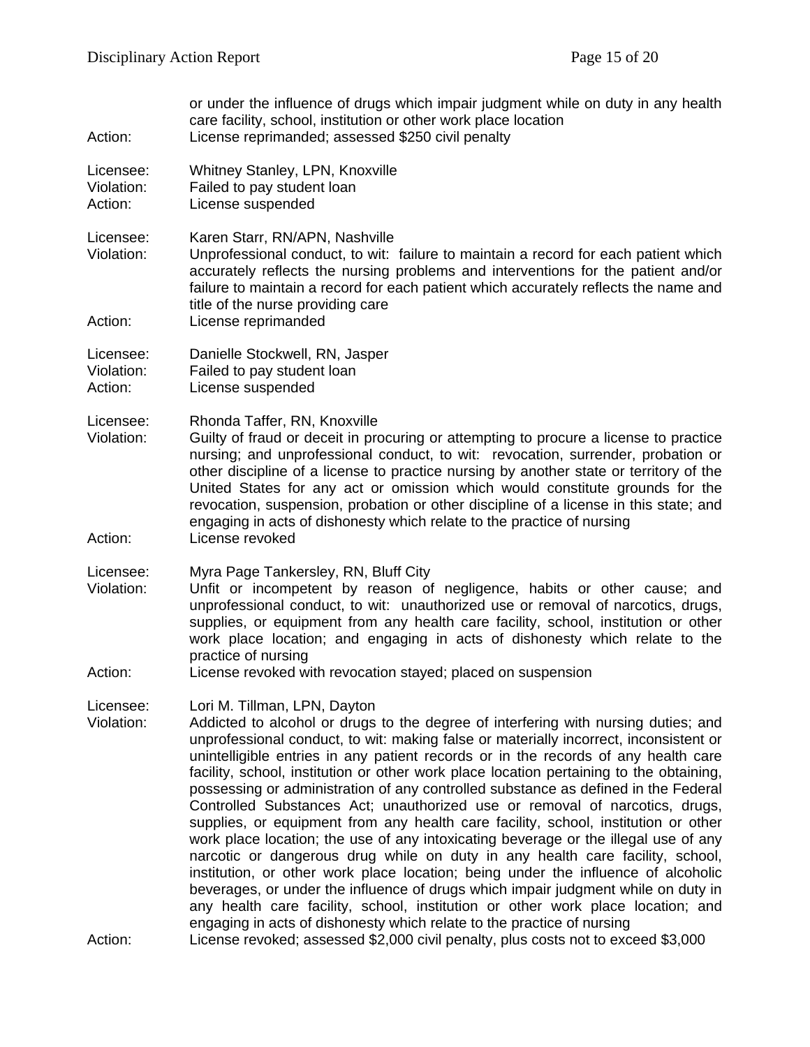or under the influence of drugs which impair judgment while on duty in any health care facility, school, institution or other work place location

Action: License reprimanded; assessed $250 civil penalty

Licensee: Whitney Stanley, LPN, Knoxville
Violation: Failed to pay student loan
Action: License suspended

Licensee: Karen Starr, RN/APN, Nashville
Violation: Unprofessional conduct, to wit: failure to maintain a record for each patient which accurately reflects the nursing problems and interventions for the patient and/or failure to maintain a record for each patient which accurately reflects the name and title of the nurse providing care
Action: License reprimanded

Licensee: Danielle Stockwell, RN, Jasper
Violation: Failed to pay student loan
Action: License suspended

Licensee: Rhonda Taffer, RN, Knoxville
Violation: Guilty of fraud or deceit in procuring or attempting to procure a license to practice nursing; and unprofessional conduct, to wit: revocation, surrender, probation or other discipline of a license to practice nursing by another state or territory of the United States for any act or omission which would constitute grounds for the revocation, suspension, probation or other discipline of a license in this state; and engaging in acts of dishonesty which relate to the practice of nursing
Action: License revoked

Licensee: Myra Page Tankersley, RN, Bluff City
Violation: Unfit or incompetent by reason of negligence, habits or other cause; and unprofessional conduct, to wit: unauthorized use or removal of narcotics, drugs, supplies, or equipment from any health care facility, school, institution or other work place location; and engaging in acts of dishonesty which relate to the practice of nursing
Action: License revoked with revocation stayed; placed on suspension

Licensee: Lori M. Tillman, LPN, Dayton
Violation: Addicted to alcohol or drugs to the degree of interfering with nursing duties; and unprofessional conduct, to wit: making false or materially incorrect, inconsistent or unintelligible entries in any patient records or in the records of any health care facility, school, institution or other work place location pertaining to the obtaining, possessing or administration of any controlled substance as defined in the Federal Controlled Substances Act; unauthorized use or removal of narcotics, drugs, supplies, or equipment from any health care facility, school, institution or other work place location; the use of any intoxicating beverage or the illegal use of any narcotic or dangerous drug while on duty in any health care facility, school, institution, or other work place location; being under the influence of alcoholic beverages, or under the influence of drugs which impair judgment while on duty in any health care facility, school, institution or other work place location; and engaging in acts of dishonesty which relate to the practice of nursing
Action: License revoked; assessed $2,000 civil penalty, plus costs not to exceed $3,000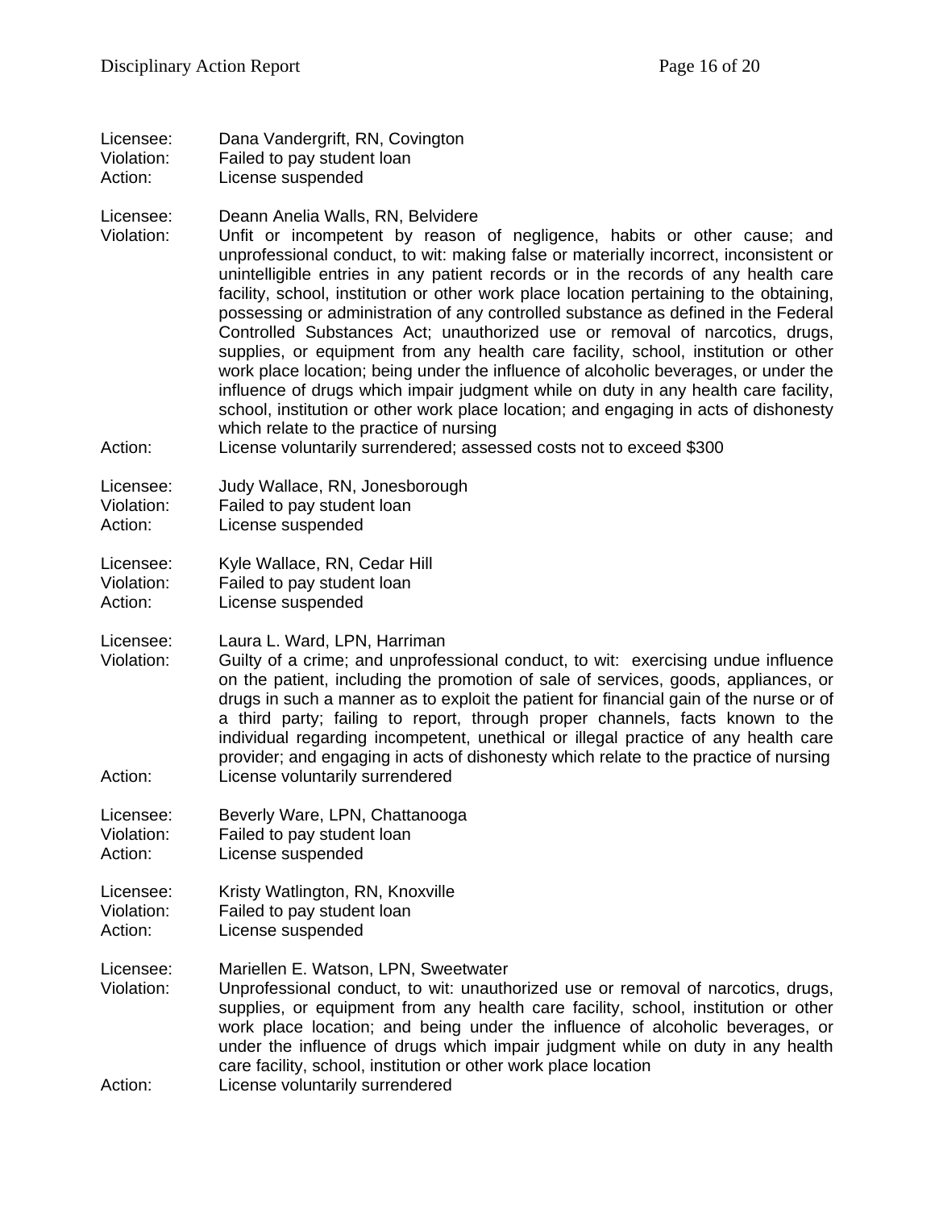Licensee: Dana Vandergrift, RN, Covington
Violation: Failed to pay student loan
Action: License suspended

Licensee: Deann Anelia Walls, RN, Belvidere
Violation: Unfit or incompetent by reason of negligence, habits or other cause; and unprofessional conduct, to wit: making false or materially incorrect, inconsistent or unintelligible entries in any patient records or in the records of any health care facility, school, institution or other work place location pertaining to the obtaining, possessing or administration of any controlled substance as defined in the Federal Controlled Substances Act; unauthorized use or removal of narcotics, drugs, supplies, or equipment from any health care facility, school, institution or other work place location; being under the influence of alcoholic beverages, or under the influence of drugs which impair judgment while on duty in any health care facility, school, institution or other work place location; and engaging in acts of dishonesty which relate to the practice of nursing
Action: License voluntarily surrendered; assessed costs not to exceed $300

Licensee: Judy Wallace, RN, Jonesborough
Violation: Failed to pay student loan
Action: License suspended

Licensee: Kyle Wallace, RN, Cedar Hill
Violation: Failed to pay student loan
Action: License suspended

Licensee: Laura L. Ward, LPN, Harriman
Violation: Guilty of a crime; and unprofessional conduct, to wit: exercising undue influence on the patient, including the promotion of sale of services, goods, appliances, or drugs in such a manner as to exploit the patient for financial gain of the nurse or of a third party; failing to report, through proper channels, facts known to the individual regarding incompetent, unethical or illegal practice of any health care provider; and engaging in acts of dishonesty which relate to the practice of nursing
Action: License voluntarily surrendered

Licensee: Beverly Ware, LPN, Chattanooga
Violation: Failed to pay student loan
Action: License suspended

Licensee: Kristy Watlington, RN, Knoxville
Violation: Failed to pay student loan
Action: License suspended

Licensee: Mariellen E. Watson, LPN, Sweetwater
Violation: Unprofessional conduct, to wit: unauthorized use or removal of narcotics, drugs, supplies, or equipment from any health care facility, school, institution or other work place location; and being under the influence of alcoholic beverages, or under the influence of drugs which impair judgment while on duty in any health care facility, school, institution or other work place location
Action: License voluntarily surrendered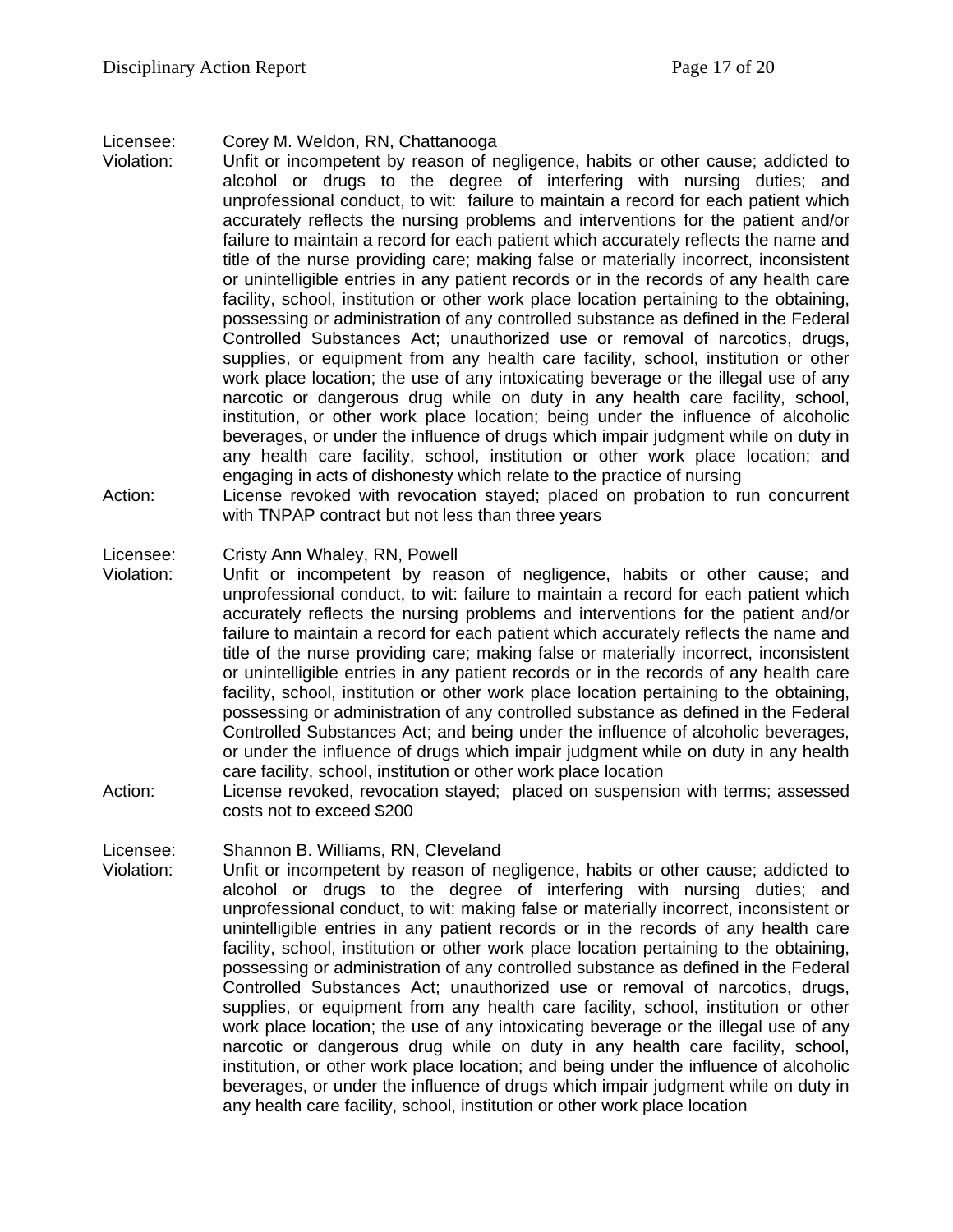Licensee: Corey M. Weldon, RN, Chattanooga

Violation: Unfit or incompetent by reason of negligence, habits or other cause; addicted to alcohol or drugs to the degree of interfering with nursing duties; and unprofessional conduct, to wit: failure to maintain a record for each patient which accurately reflects the nursing problems and interventions for the patient and/or failure to maintain a record for each patient which accurately reflects the name and title of the nurse providing care; making false or materially incorrect, inconsistent or unintelligible entries in any patient records or in the records of any health care facility, school, institution or other work place location pertaining to the obtaining, possessing or administration of any controlled substance as defined in the Federal Controlled Substances Act; unauthorized use or removal of narcotics, drugs, supplies, or equipment from any health care facility, school, institution or other work place location; the use of any intoxicating beverage or the illegal use of any narcotic or dangerous drug while on duty in any health care facility, school, institution, or other work place location; being under the influence of alcoholic beverages, or under the influence of drugs which impair judgment while on duty in any health care facility, school, institution or other work place location; and engaging in acts of dishonesty which relate to the practice of nursing

Action: License revoked with revocation stayed; placed on probation to run concurrent with TNPAP contract but not less than three years

Licensee: Cristy Ann Whaley, RN, Powell

Violation: Unfit or incompetent by reason of negligence, habits or other cause; and unprofessional conduct, to wit: failure to maintain a record for each patient which accurately reflects the nursing problems and interventions for the patient and/or failure to maintain a record for each patient which accurately reflects the name and title of the nurse providing care; making false or materially incorrect, inconsistent or unintelligible entries in any patient records or in the records of any health care facility, school, institution or other work place location pertaining to the obtaining, possessing or administration of any controlled substance as defined in the Federal Controlled Substances Act; and being under the influence of alcoholic beverages, or under the influence of drugs which impair judgment while on duty in any health care facility, school, institution or other work place location

Action: License revoked, revocation stayed; placed on suspension with terms; assessed costs not to exceed $200

Licensee: Shannon B. Williams, RN, Cleveland

Violation: Unfit or incompetent by reason of negligence, habits or other cause; addicted to alcohol or drugs to the degree of interfering with nursing duties; and unprofessional conduct, to wit: making false or materially incorrect, inconsistent or unintelligible entries in any patient records or in the records of any health care facility, school, institution or other work place location pertaining to the obtaining, possessing or administration of any controlled substance as defined in the Federal Controlled Substances Act; unauthorized use or removal of narcotics, drugs, supplies, or equipment from any health care facility, school, institution or other work place location; the use of any intoxicating beverage or the illegal use of any narcotic or dangerous drug while on duty in any health care facility, school, institution, or other work place location; and being under the influence of alcoholic beverages, or under the influence of drugs which impair judgment while on duty in any health care facility, school, institution or other work place location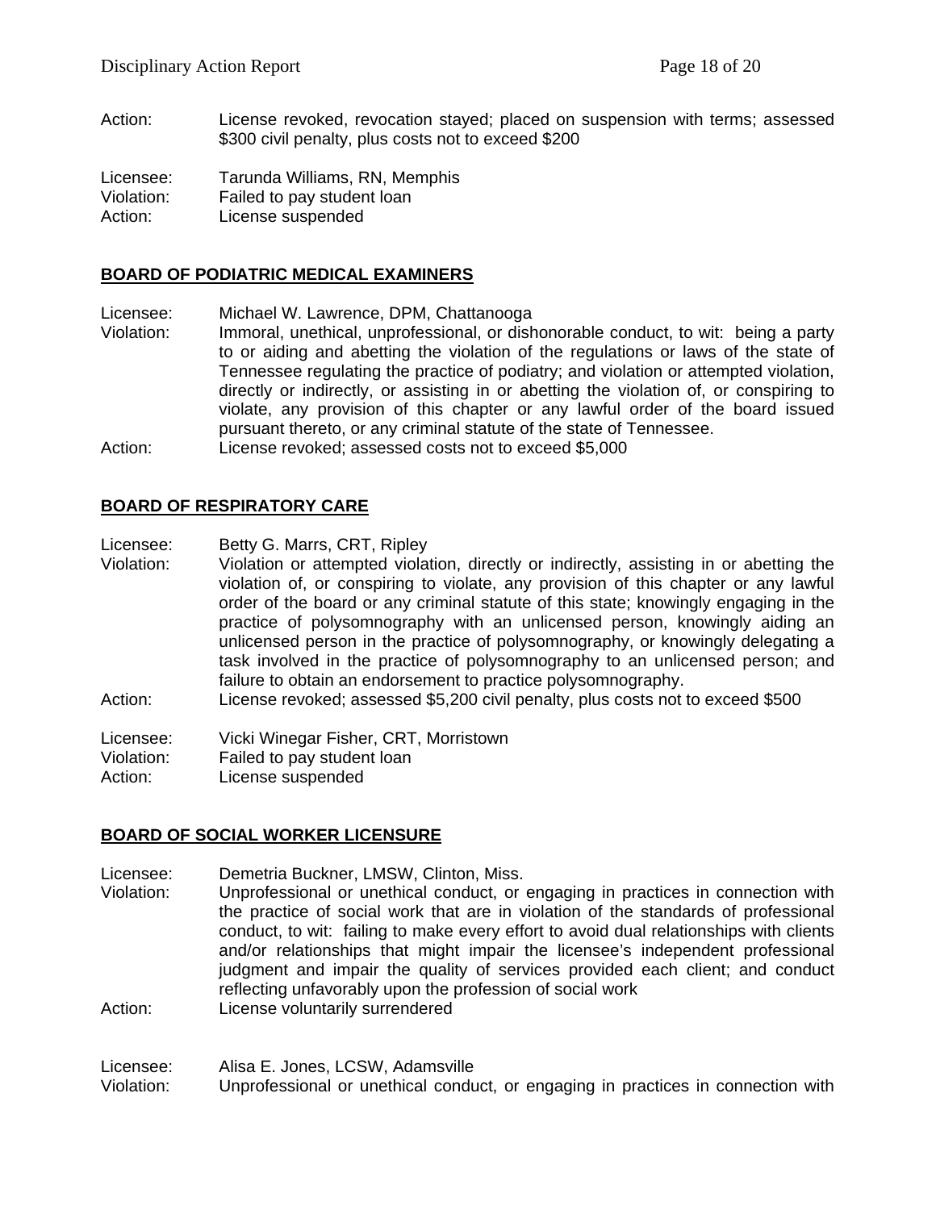Action: License revoked, revocation stayed; placed on suspension with terms; assessed $300 civil penalty, plus costs not to exceed $200

Licensee: Tarunda Williams, RN, Memphis
Violation: Failed to pay student loan
Action: License suspended

## BOARD OF PODIATRIC MEDICAL EXAMINERS

Licensee: Michael W. Lawrence, DPM, Chattanooga
Violation: Immoral, unethical, unprofessional, or dishonorable conduct, to wit: being a party to or aiding and abetting the violation of the regulations or laws of the state of Tennessee regulating the practice of podiatry; and violation or attempted violation, directly or indirectly, or assisting in or abetting the violation of, or conspiring to violate, any provision of this chapter or any lawful order of the board issued pursuant thereto, or any criminal statute of the state of Tennessee.
Action: License revoked; assessed costs not to exceed $5,000

## BOARD OF RESPIRATORY CARE

Licensee: Betty G. Marrs, CRT, Ripley
Violation: Violation or attempted violation, directly or indirectly, assisting in or abetting the violation of, or conspiring to violate, any provision of this chapter or any lawful order of the board or any criminal statute of this state; knowingly engaging in the practice of polysomnography with an unlicensed person, knowingly aiding an unlicensed person in the practice of polysomnography, or knowingly delegating a task involved in the practice of polysomnography to an unlicensed person; and failure to obtain an endorsement to practice polysomnography.
Action: License revoked; assessed $5,200 civil penalty, plus costs not to exceed $500

Licensee: Vicki Winegar Fisher, CRT, Morristown
Violation: Failed to pay student loan
Action: License suspended

## BOARD OF SOCIAL WORKER LICENSURE

Licensee: Demetria Buckner, LMSW, Clinton, Miss.
Violation: Unprofessional or unethical conduct, or engaging in practices in connection with the practice of social work that are in violation of the standards of professional conduct, to wit: failing to make every effort to avoid dual relationships with clients and/or relationships that might impair the licensee's independent professional judgment and impair the quality of services provided each client; and conduct reflecting unfavorably upon the profession of social work
Action: License voluntarily surrendered

Licensee: Alisa E. Jones, LCSW, Adamsville
Violation: Unprofessional or unethical conduct, or engaging in practices in connection with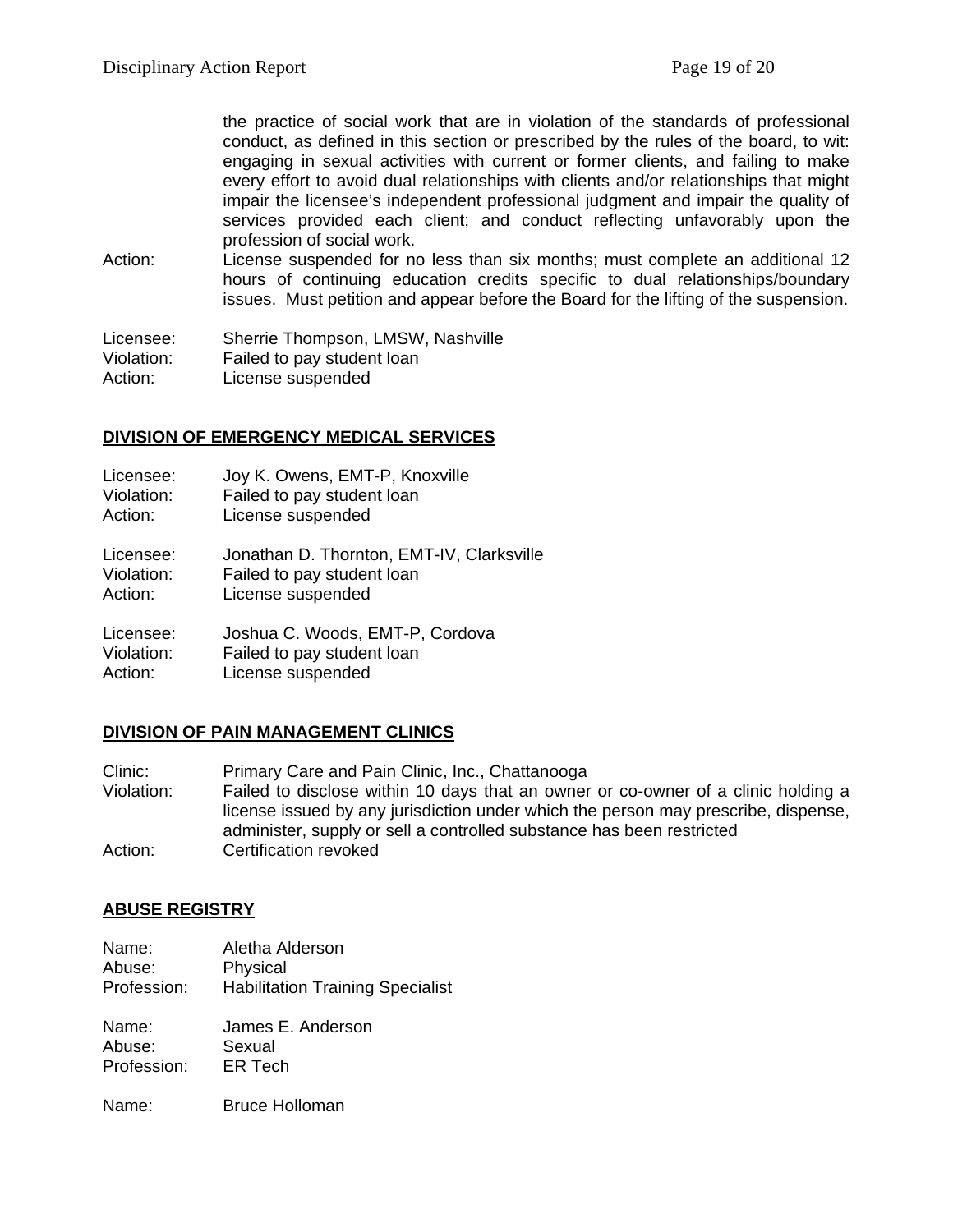the practice of social work that are in violation of the standards of professional conduct, as defined in this section or prescribed by the rules of the board, to wit: engaging in sexual activities with current or former clients, and failing to make every effort to avoid dual relationships with clients and/or relationships that might impair the licensee's independent professional judgment and impair the quality of services provided each client; and conduct reflecting unfavorably upon the profession of social work.

Action: License suspended for no less than six months; must complete an additional 12 hours of continuing education credits specific to dual relationships/boundary issues. Must petition and appear before the Board for the lifting of the suspension.

Licensee: Sherrie Thompson, LMSW, Nashville
Violation: Failed to pay student loan
Action: License suspended

## DIVISION OF EMERGENCY MEDICAL SERVICES

Licensee: Joy K. Owens, EMT-P, Knoxville
Violation: Failed to pay student loan
Action: License suspended

Licensee: Jonathan D. Thornton, EMT-IV, Clarksville
Violation: Failed to pay student loan
Action: License suspended

Licensee: Joshua C. Woods, EMT-P, Cordova
Violation: Failed to pay student loan
Action: License suspended

## DIVISION OF PAIN MANAGEMENT CLINICS

Clinic: Primary Care and Pain Clinic, Inc., Chattanooga
Violation: Failed to disclose within 10 days that an owner or co-owner of a clinic holding a license issued by any jurisdiction under which the person may prescribe, dispense, administer, supply or sell a controlled substance has been restricted
Action: Certification revoked

## ABUSE REGISTRY

Name: Aletha Alderson
Abuse: Physical
Profession: Habilitation Training Specialist

Name: James E. Anderson
Abuse: Sexual
Profession: ER Tech

Name: Bruce Holloman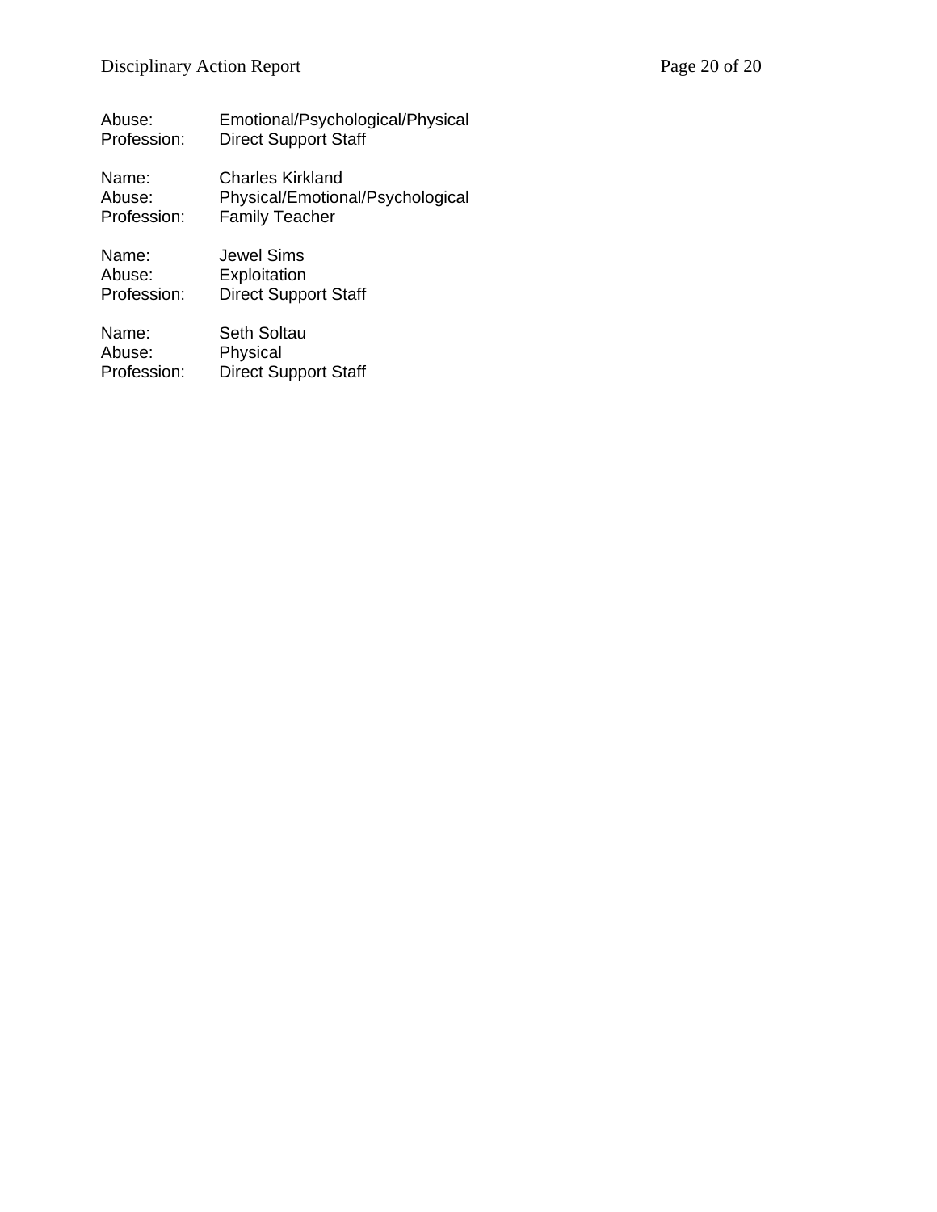Abuse: Emotional/Psychological/Physical
Profession: Direct Support Staff

Name: Charles Kirkland
Abuse: Physical/Emotional/Psychological
Profession: Family Teacher

Name: Jewel Sims
Abuse: Exploitation
Profession: Direct Support Staff

Name: Seth Soltau
Abuse: Physical
Profession: Direct Support Staff